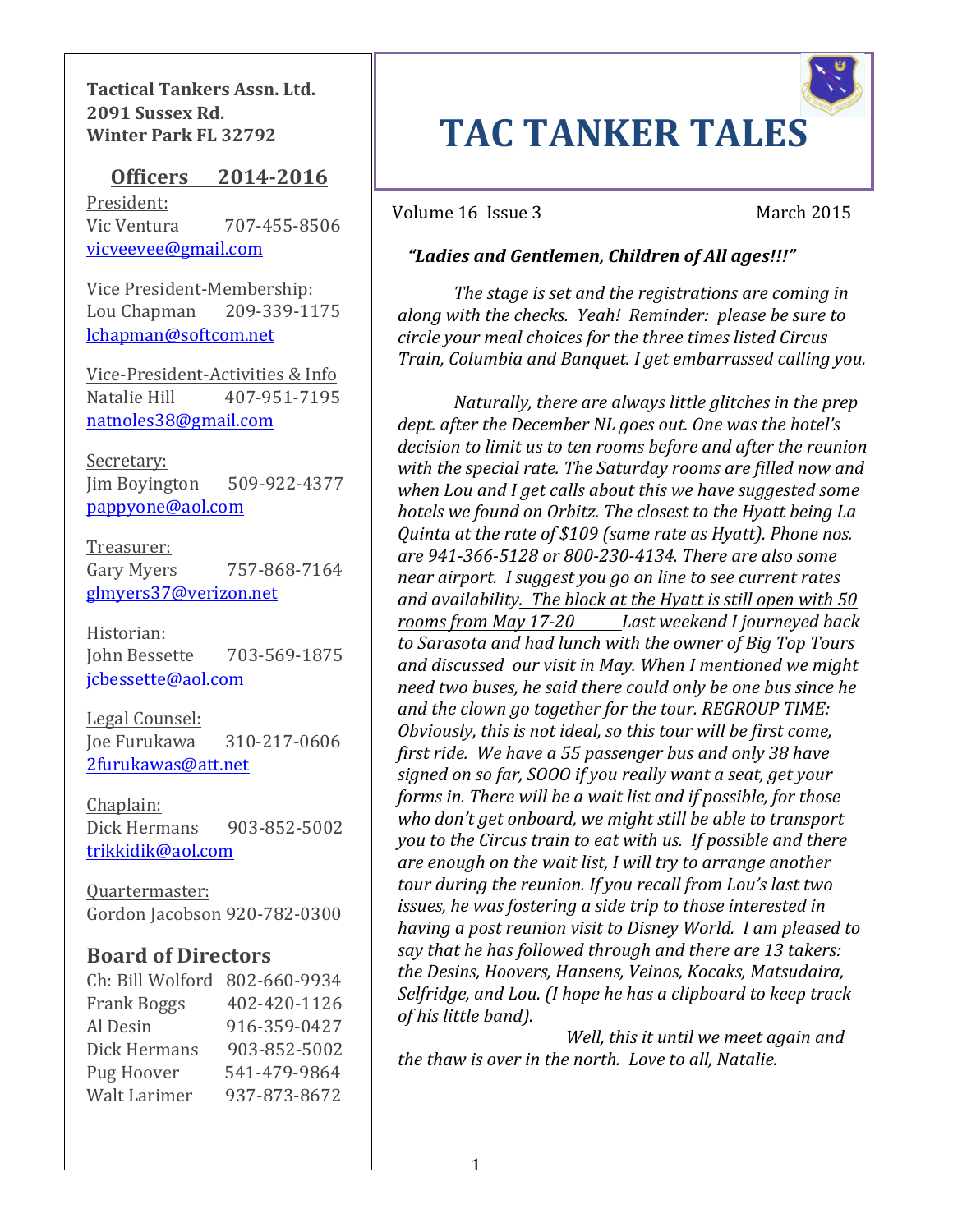**Tactical Tankers Assn. Ltd.**
**2091 Sussex Rd.**
**Winter Park FL 32792**

## Officers 2014-2016

President:
Vic Ventura 707-455-8506
vicveevee@gmail.com

Vice President-Membership:
Lou Chapman 209-339-1175
lchapman@softcom.net

Vice-President-Activities & Info
Natalie Hill 407-951-7195
natnoles38@gmail.com

Secretary:
Jim Boyington 509-922-4377
pappyone@aol.com

Treasurer:
Gary Myers 757-868-7164
glmyers37@verizon.net

Historian:
John Bessette 703-569-1875
jcbessette@aol.com

Legal Counsel:
Joe Furukawa 310-217-0606
2furukawas@att.net

Chaplain:
Dick Hermans 903-852-5002
trikkidik@aol.com

Quartermaster:
Gordon Jacobson 920-782-0300

## Board of Directors

Ch: Bill Wolford 802-660-9934
Frank Boggs 402-420-1126
Al Desin 916-359-0427
Dick Hermans 903-852-5002
Pug Hoover 541-479-9864
Walt Larimer 937-873-8672

# TAC TANKER TALES

Volume 16 Issue 3 March 2015

***"Ladies and Gentlemen, Children of All ages!!!"***

*The stage is set and the registrations are coming in along with the checks. Yeah! Reminder: please be sure to circle your meal choices for the three times listed Circus Train, Columbia and Banquet. I get embarrassed calling you.*

*Naturally, there are always little glitches in the prep dept. after the December NL goes out. One was the hotel's decision to limit us to ten rooms before and after the reunion with the special rate. The Saturday rooms are filled now and when Lou and I get calls about this we have suggested some hotels we found on Orbitz. The closest to the Hyatt being La Quinta at the rate of $109 (same rate as Hyatt). Phone nos. are 941-366-5128 or 800-230-4134. There are also some near airport. I suggest you go on line to see current rates and availability. The block at the Hyatt is still open with 50 rooms from May 17-20 Last weekend I journeyed back to Sarasota and had lunch with the owner of Big Top Tours and discussed our visit in May. When I mentioned we might need two buses, he said there could only be one bus since he and the clown go together for the tour. REGROUP TIME: Obviously, this is not ideal, so this tour will be first come, first ride. We have a 55 passenger bus and only 38 have signed on so far, SOOO if you really want a seat, get your forms in. There will be a wait list and if possible, for those who don't get onboard, we might still be able to transport you to the Circus train to eat with us. If possible and there are enough on the wait list, I will try to arrange another tour during the reunion. If you recall from Lou's last two issues, he was fostering a side trip to those interested in having a post reunion visit to Disney World. I am pleased to say that he has followed through and there are 13 takers: the Desins, Hoovers, Hansens, Veinos, Kocaks, Matsudaira, Selfridge, and Lou. (I hope he has a clipboard to keep track of his little band).*

*Well, this it until we meet again and the thaw is over in the north. Love to all, Natalie.*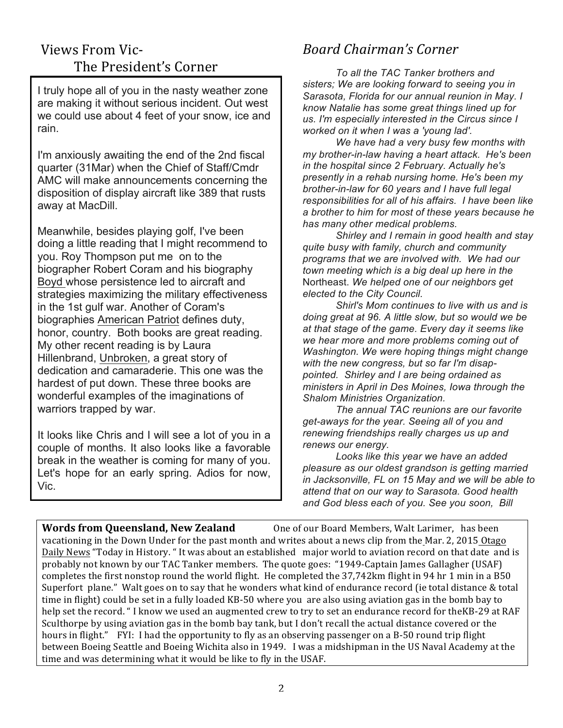## Views From Vic- The President's Corner

I truly hope all of you in the nasty weather zone are making it without serious incident. Out west we could use about 4 feet of your snow, ice and rain.

I'm anxiously awaiting the end of the 2nd fiscal quarter (31Mar) when the Chief of Staff/Cmdr AMC will make announcements concerning the disposition of display aircraft like 389 that rusts away at MacDill.

Meanwhile, besides playing golf, I've been doing a little reading that I might recommend to you. Roy Thompson put me on to the biographer Robert Coram and his biography Boyd whose persistence led to aircraft and strategies maximizing the military effectiveness in the 1st gulf war. Another of Coram's biographies American Patriot defines duty, honor, country. Both books are great reading. My other recent reading is by Laura Hillenbrand, Unbroken, a great story of dedication and camaraderie. This one was the hardest of put down. These three books are wonderful examples of the imaginations of warriors trapped by war.

It looks like Chris and I will see a lot of you in a couple of months. It also looks like a favorable break in the weather is coming for many of you. Let's hope for an early spring. Adios for now, Vic.

## *Board Chairman's Corner*

*To all the TAC Tanker brothers and sisters; We are looking forward to seeing you in Sarasota, Florida for our annual reunion in May. I know Natalie has some great things lined up for us. I'm especially interested in the Circus since I worked on it when I was a 'young lad'.*

*We have had a very busy few months with my brother-in-law having a heart attack. He's been in the hospital since 2 February. Actually he's presently in a rehab nursing home. He's been my brother-in-law for 60 years and I have full legal responsibilities for all of his affairs. I have been like a brother to him for most of these years because he has many other medical problems.*

*Shirley and I remain in good health and stay quite busy with family, church and community programs that we are involved with. We had our town meeting which is a big deal up here in the* Northeast. *We helped one of our neighbors get elected to the City Council.*

*Shirl's Mom continues to live with us and is doing great at 96. A little slow, but so would we be at that stage of the game. Every day it seems like we hear more and more problems coming out of Washington. We were hoping things might change with the new congress, but so far I'm disappointed. Shirley and I are being ordained as ministers in April in Des Moines, Iowa through the Shalom Ministries Organization.*

*The annual TAC reunions are our favorite get-aways for the year. Seeing all of you and renewing friendships really charges us up and renews our energy.*

*Looks like this year we have an added pleasure as our oldest grandson is getting married in Jacksonville, FL on 15 May and we will be able to attend that on our way to Sarasota. Good health and God bless each of you. See you soon, Bill*

**Words from Queensland, New Zealand** One of our Board Members, Walt Larimer, has been vacationing in the Down Under for the past month and writes about a news clip from the Mar. 2, 2015 Otago Daily News "Today in History. " It was about an established major world to aviation record on that date and is probably not known by our TAC Tanker members. The quote goes: "1949-Captain James Gallagher (USAF) completes the first nonstop round the world flight. He completed the 37,742km flight in 94 hr 1 min in a B50 Superfort plane." Walt goes on to say that he wonders what kind of endurance record (ie total distance & total time in flight) could be set in a fully loaded KB-50 where you are also using aviation gas in the bomb bay to help set the record. " I know we used an augmented crew to try to set an endurance record for theKB-29 at RAF Sculthorpe by using aviation gas in the bomb bay tank, but I don't recall the actual distance covered or the hours in flight." FYI: I had the opportunity to fly as an observing passenger on a B-50 round trip flight between Boeing Seattle and Boeing Wichita also in 1949. I was a midshipman in the US Naval Academy at the time and was determining what it would be like to fly in the USAF.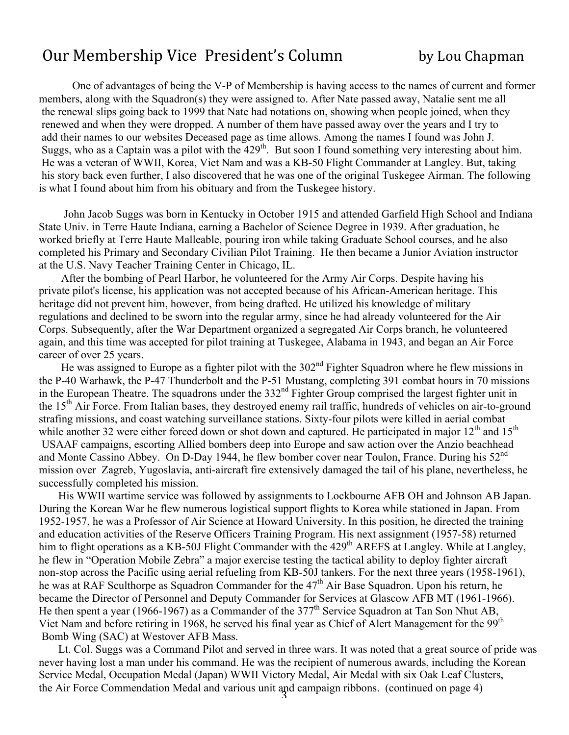# Our Membership Vice President's Column

by Lou Chapman

One of advantages of being the V-P of Membership is having access to the names of current and former members, along with the Squadron(s) they were assigned to. After Nate passed away, Natalie sent me all the renewal slips going back to 1999 that Nate had notations on, showing when people joined, when they renewed and when they were dropped. A number of them have passed away over the years and I try to add their names to our websites Deceased page as time allows. Among the names I found was John J. Suggs, who as a Captain was a pilot with the 429th. But soon I found something very interesting about him. He was a veteran of WWII, Korea, Viet Nam and was a KB-50 Flight Commander at Langley. But, taking his story back even further, I also discovered that he was one of the original Tuskegee Airman. The following is what I found about him from his obituary and from the Tuskegee history.

John Jacob Suggs was born in Kentucky in October 1915 and attended Garfield High School and Indiana State Univ. in Terre Haute Indiana, earning a Bachelor of Science Degree in 1939. After graduation, he worked briefly at Terre Haute Malleable, pouring iron while taking Graduate School courses, and he also completed his Primary and Secondary Civilian Pilot Training. He then became a Junior Aviation instructor at the U.S. Navy Teacher Training Center in Chicago, IL.

After the bombing of Pearl Harbor, he volunteered for the Army Air Corps. Despite having his private pilot's license, his application was not accepted because of his African-American heritage. This heritage did not prevent him, however, from being drafted. He utilized his knowledge of military regulations and declined to be sworn into the regular army, since he had already volunteered for the Air Corps. Subsequently, after the War Department organized a segregated Air Corps branch, he volunteered again, and this time was accepted for pilot training at Tuskegee, Alabama in 1943, and began an Air Force career of over 25 years.

He was assigned to Europe as a fighter pilot with the 302nd Fighter Squadron where he flew missions in the P-40 Warhawk, the P-47 Thunderbolt and the P-51 Mustang, completing 391 combat hours in 70 missions in the European Theatre. The squadrons under the 332nd Fighter Group comprised the largest fighter unit in the 15th Air Force. From Italian bases, they destroyed enemy rail traffic, hundreds of vehicles on air-to-ground strafing missions, and coast watching surveillance stations. Sixty-four pilots were killed in aerial combat while another 32 were either forced down or shot down and captured. He participated in major 12th and 15th USAAF campaigns, escorting Allied bombers deep into Europe and saw action over the Anzio beachhead and Monte Cassino Abbey. On D-Day 1944, he flew bomber cover near Toulon, France. During his 52nd mission over Zagreb, Yugoslavia, anti-aircraft fire extensively damaged the tail of his plane, nevertheless, he successfully completed his mission.

His WWII wartime service was followed by assignments to Lockbourne AFB OH and Johnson AB Japan. During the Korean War he flew numerous logistical support flights to Korea while stationed in Japan. From 1952-1957, he was a Professor of Air Science at Howard University. In this position, he directed the training and education activities of the Reserve Officers Training Program. His next assignment (1957-58) returned him to flight operations as a KB-50J Flight Commander with the 429th AREFS at Langley. While at Langley, he flew in "Operation Mobile Zebra" a major exercise testing the tactical ability to deploy fighter aircraft non-stop across the Pacific using aerial refueling from KB-50J tankers. For the next three years (1958-1961), he was at RAF Sculthorpe as Squadron Commander for the 47th Air Base Squadron. Upon his return, he became the Director of Personnel and Deputy Commander for Services at Glascow AFB MT (1961-1966). He then spent a year (1966-1967) as a Commander of the 377th Service Squadron at Tan Son Nhut AB, Viet Nam and before retiring in 1968, he served his final year as Chief of Alert Management for the 99th Bomb Wing (SAC) at Westover AFB Mass.

Lt. Col. Suggs was a Command Pilot and served in three wars. It was noted that a great source of pride was never having lost a man under his command. He was the recipient of numerous awards, including the Korean Service Medal, Occupation Medal (Japan) WWII Victory Medal, Air Medal with six Oak Leaf Clusters, the Air Force Commendation Medal and various unit and campaign ribbons. (continued on page 4)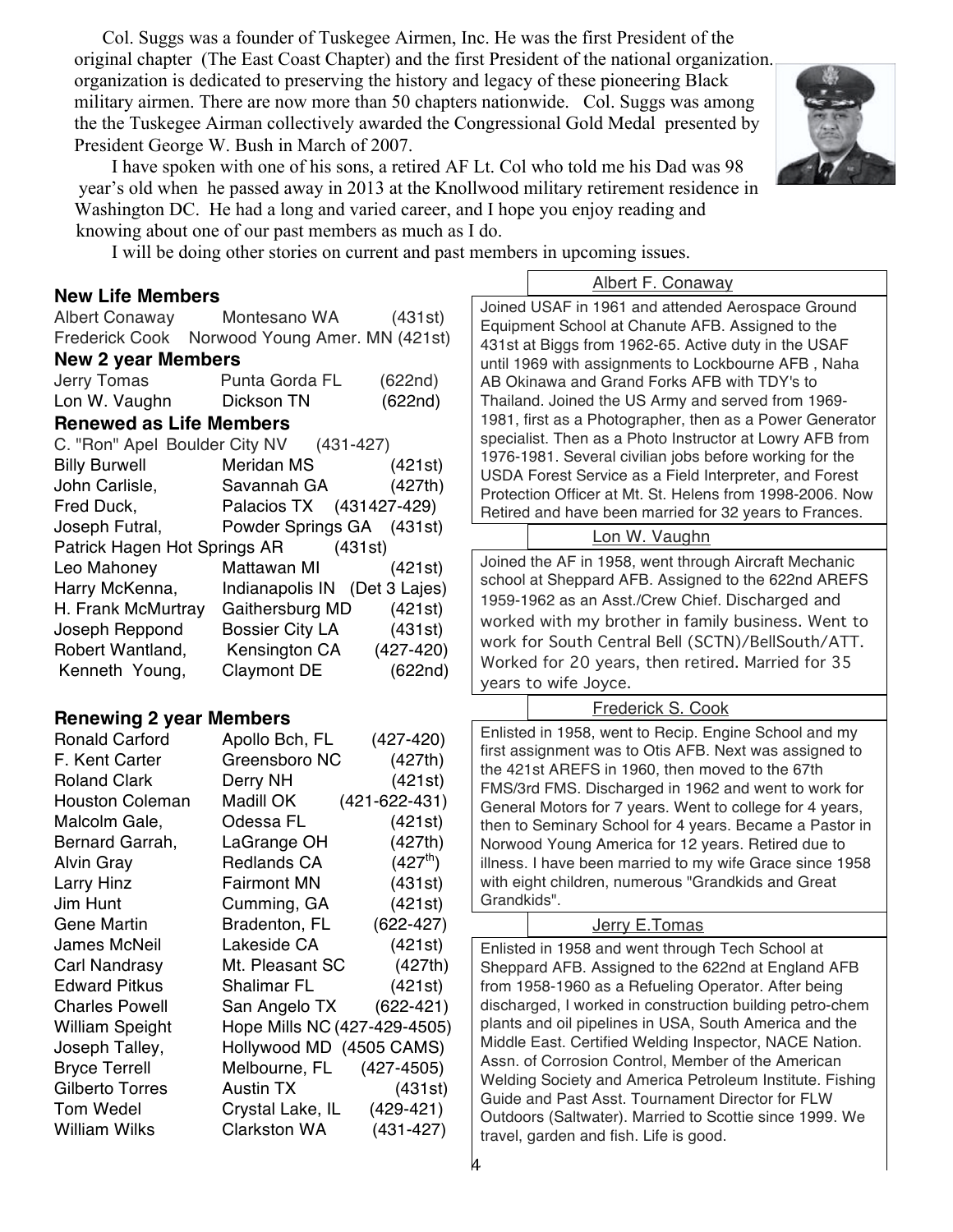Col. Suggs was a founder of Tuskegee Airmen, Inc. He was the first President of the original chapter (The East Coast Chapter) and the first President of the national organization. organization is dedicated to preserving the history and legacy of these pioneering Black military airmen. There are now more than 50 chapters nationwide. Col. Suggs was among the the Tuskegee Airman collectively awarded the Congressional Gold Medal presented by President George W. Bush in March of 2007.

I have spoken with one of his sons, a retired AF Lt. Col who told me his Dad was 98 year's old when he passed away in 2013 at the Knollwood military retirement residence in Washington DC. He had a long and varied career, and I hope you enjoy reading and knowing about one of our past members as much as I do.

I will be doing other stories on current and past members in upcoming issues.

### New Life Members

| | | |
|---|---|---|
| Albert Conaway | Montesano WA | (431st) |
| Frederick Cook | Norwood Young Amer. MN | (421st) |

### New 2 year Members

| | | |
|---|---|---|
| Jerry Tomas | Punta Gorda FL | (622nd) |
| Lon W. Vaughn | Dickson TN | (622nd) |

### Renewed as Life Members

| | | |
|---|---|---|
| C. "Ron" Apel | Boulder City NV | (431-427) |
| Billy Burwell | Meridan MS | (421st) |
| John Carlisle, | Savannah GA | (427th) |
| Fred Duck, | Palacios TX | (431427-429) |
| Joseph Futral, | Powder Springs GA | (431st) |
| Patrick Hagen | Hot Springs AR | (431st) |
| Leo Mahoney | Mattawan MI | (421st) |
| Harry McKenna, | Indianapolis IN | (Det 3 Lajes) |
| H. Frank McMurtray | Gaithersburg MD | (421st) |
| Joseph Reppond | Bossier City LA | (431st) |
| Robert Wantland, | Kensington CA | (427-420) |
| Kenneth Young, | Claymont DE | (622nd) |

### Renewing 2 year Members

| | | |
|---|---|---|
| Ronald Carford | Apollo Bch, FL | (427-420) |
| F. Kent Carter | Greensboro NC | (427th) |
| Roland Clark | Derry NH | (421st) |
| Houston Coleman | Madill OK | (421-622-431) |
| Malcolm Gale, | Odessa FL | (421st) |
| Bernard Garrah, | LaGrange OH | (427th) |
| Alvin Gray | Redlands CA | (427th) |
| Larry Hinz | Fairmont MN | (431st) |
| Jim Hunt | Cumming, GA | (421st) |
| Gene Martin | Bradenton, FL | (622-427) |
| James McNeil | Lakeside CA | (421st) |
| Carl Nandrasy | Mt. Pleasant SC | (427th) |
| Edward Pitkus | Shalimar FL | (421st) |
| Charles Powell | San Angelo TX | (622-421) |
| William Speight | Hope Mills NC | (427-429-4505) |
| Joseph Talley, | Hollywood MD | (4505 CAMS) |
| Bryce Terrell | Melbourne, FL | (427-4505) |
| Gilberto Torres | Austin TX | (431st) |
| Tom Wedel | Crystal Lake, IL | (429-421) |
| William Wilks | Clarkston WA | (431-427) |

### Albert F. Conaway

Joined USAF in 1961 and attended Aerospace Ground Equipment School at Chanute AFB. Assigned to the 431st at Biggs from 1962-65. Active duty in the USAF until 1969 with assignments to Lockbourne AFB , Naha AB Okinawa and Grand Forks AFB with TDY's to Thailand. Joined the US Army and served from 1969-1981, first as a Photographer, then as a Power Generator specialist. Then as a Photo Instructor at Lowry AFB from 1976-1981. Several civilian jobs before working for the USDA Forest Service as a Field Interpreter, and Forest Protection Officer at Mt. St. Helens from 1998-2006. Now Retired and have been married for 32 years to Frances.

### Lon W. Vaughn

Joined the AF in 1958, went through Aircraft Mechanic school at Sheppard AFB. Assigned to the 622nd AREFS 1959-1962 as an Asst./Crew Chief. Discharged and worked with my brother in family business. Went to work for South Central Bell (SCTN)/BellSouth/ATT. Worked for 20 years, then retired. Married for 35 years to wife Joyce.

### Frederick S. Cook

Enlisted in 1958, went to Recip. Engine School and my first assignment was to Otis AFB. Next was assigned to the 421st AREFS in 1960, then moved to the 67th FMS/3rd FMS. Discharged in 1962 and went to work for General Motors for 7 years. Went to college for 4 years, then to Seminary School for 4 years. Became a Pastor in Norwood Young America for 12 years. Retired due to illness. I have been married to my wife Grace since 1958 with eight children, numerous "Grandkids and Great Grandkids".

### Jerry E.Tomas

Enlisted in 1958 and went through Tech School at Sheppard AFB. Assigned to the 622nd at England AFB from 1958-1960 as a Refueling Operator. After being discharged, I worked in construction building petro-chem plants and oil pipelines in USA, South America and the Middle East. Certified Welding Inspector, NACE Nation. Assn. of Corrosion Control, Member of the American Welding Society and America Petroleum Institute. Fishing Guide and Past Asst. Tournament Director for FLW Outdoors (Saltwater). Married to Scottie since 1999. We travel, garden and fish. Life is good.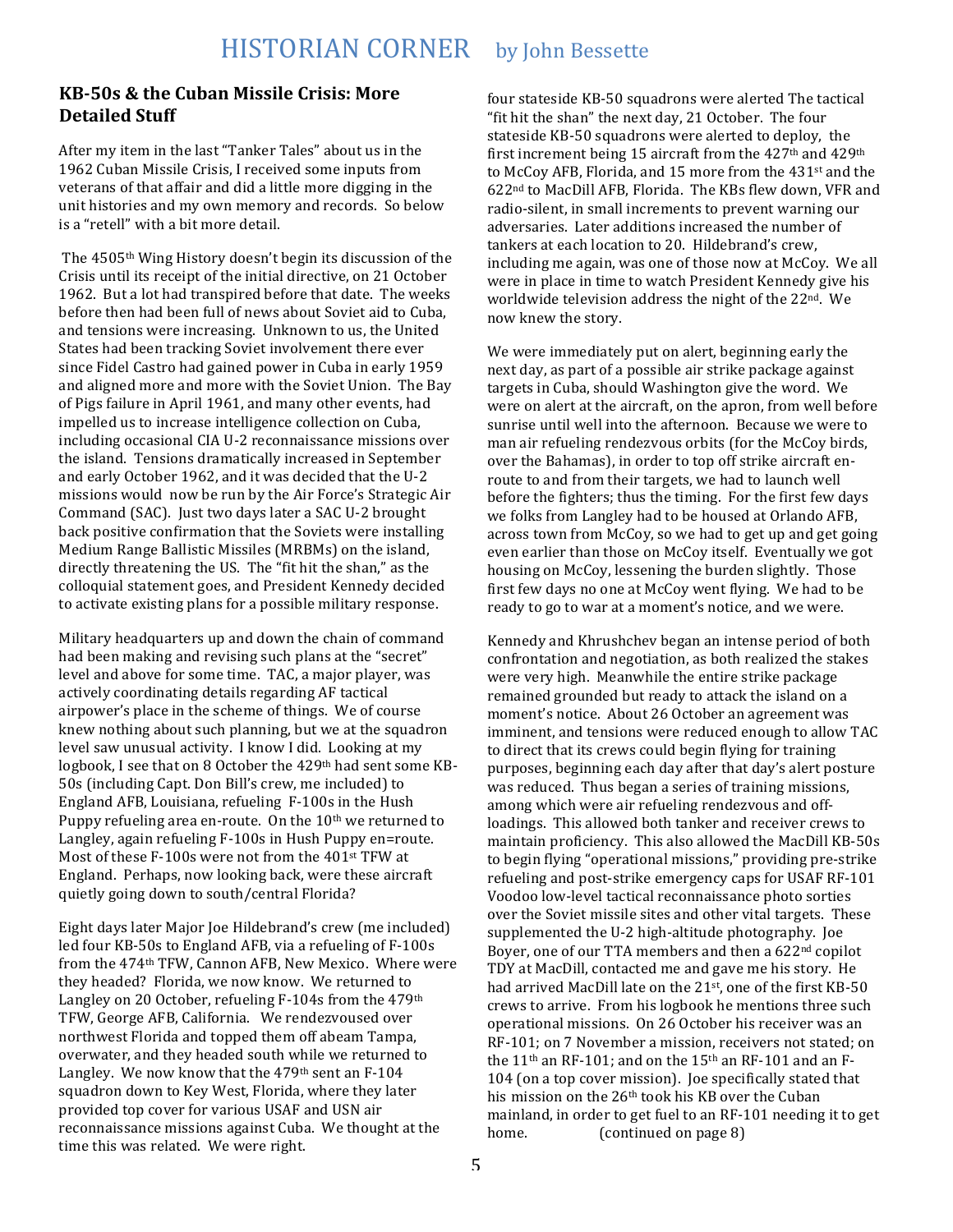# HISTORIAN CORNER by John Bessette

## KB-50s & the Cuban Missile Crisis: More Detailed Stuff

After my item in the last "Tanker Tales" about us in the 1962 Cuban Missile Crisis, I received some inputs from veterans of that affair and did a little more digging in the unit histories and my own memory and records. So below is a "retell" with a bit more detail.

The 4505th Wing History doesn't begin its discussion of the Crisis until its receipt of the initial directive, on 21 October 1962. But a lot had transpired before that date. The weeks before then had been full of news about Soviet aid to Cuba, and tensions were increasing. Unknown to us, the United States had been tracking Soviet involvement there ever since Fidel Castro had gained power in Cuba in early 1959 and aligned more and more with the Soviet Union. The Bay of Pigs failure in April 1961, and many other events, had impelled us to increase intelligence collection on Cuba, including occasional CIA U-2 reconnaissance missions over the island. Tensions dramatically increased in September and early October 1962, and it was decided that the U-2 missions would now be run by the Air Force's Strategic Air Command (SAC). Just two days later a SAC U-2 brought back positive confirmation that the Soviets were installing Medium Range Ballistic Missiles (MRBMs) on the island, directly threatening the US. The "fit hit the shan," as the colloquial statement goes, and President Kennedy decided to activate existing plans for a possible military response.

Military headquarters up and down the chain of command had been making and revising such plans at the "secret" level and above for some time. TAC, a major player, was actively coordinating details regarding AF tactical airpower's place in the scheme of things. We of course knew nothing about such planning, but we at the squadron level saw unusual activity. I know I did. Looking at my logbook, I see that on 8 October the 429th had sent some KB-50s (including Capt. Don Bill's crew, me included) to England AFB, Louisiana, refueling F-100s in the Hush Puppy refueling area en-route. On the 10th we returned to Langley, again refueling F-100s in Hush Puppy en=route. Most of these F-100s were not from the 401st TFW at England. Perhaps, now looking back, were these aircraft quietly going down to south/central Florida?

Eight days later Major Joe Hildebrand's crew (me included) led four KB-50s to England AFB, via a refueling of F-100s from the 474th TFW, Cannon AFB, New Mexico. Where were they headed? Florida, we now know. We returned to Langley on 20 October, refueling F-104s from the 479th TFW, George AFB, California. We rendezvoused over northwest Florida and topped them off abeam Tampa, overwater, and they headed south while we returned to Langley. We now know that the 479th sent an F-104 squadron down to Key West, Florida, where they later provided top cover for various USAF and USN air reconnaissance missions against Cuba. We thought at the time this was related. We were right.

four stateside KB-50 squadrons were alerted The tactical "fit hit the shan" the next day, 21 October. The four stateside KB-50 squadrons were alerted to deploy, the first increment being 15 aircraft from the 427th and 429th to McCoy AFB, Florida, and 15 more from the 431st and the 622nd to MacDill AFB, Florida. The KBs flew down, VFR and radio-silent, in small increments to prevent warning our adversaries. Later additions increased the number of tankers at each location to 20. Hildebrand's crew, including me again, was one of those now at McCoy. We all were in place in time to watch President Kennedy give his worldwide television address the night of the 22nd. We now knew the story.

We were immediately put on alert, beginning early the next day, as part of a possible air strike package against targets in Cuba, should Washington give the word. We were on alert at the aircraft, on the apron, from well before sunrise until well into the afternoon. Because we were to man air refueling rendezvous orbits (for the McCoy birds, over the Bahamas), in order to top off strike aircraft en-route to and from their targets, we had to launch well before the fighters; thus the timing. For the first few days we folks from Langley had to be housed at Orlando AFB, across town from McCoy, so we had to get up and get going even earlier than those on McCoy itself. Eventually we got housing on McCoy, lessening the burden slightly. Those first few days no one at McCoy went flying. We had to be ready to go to war at a moment's notice, and we were.

Kennedy and Khrushchev began an intense period of both confrontation and negotiation, as both realized the stakes were very high. Meanwhile the entire strike package remained grounded but ready to attack the island on a moment's notice. About 26 October an agreement was imminent, and tensions were reduced enough to allow TAC to direct that its crews could begin flying for training purposes, beginning each day after that day's alert posture was reduced. Thus began a series of training missions, among which were air refueling rendezvous and off-loadings. This allowed both tanker and receiver crews to maintain proficiency. This also allowed the MacDill KB-50s to begin flying "operational missions," providing pre-strike refueling and post-strike emergency caps for USAF RF-101 Voodoo low-level tactical reconnaissance photo sorties over the Soviet missile sites and other vital targets. These supplemented the U-2 high-altitude photography. Joe Boyer, one of our TTA members and then a 622nd copilot TDY at MacDill, contacted me and gave me his story. He had arrived MacDill late on the 21st, one of the first KB-50 crews to arrive. From his logbook he mentions three such operational missions. On 26 October his receiver was an RF-101; on 7 November a mission, receivers not stated; on the 11th an RF-101; and on the 15th an RF-101 and an F-104 (on a top cover mission). Joe specifically stated that his mission on the 26th took his KB over the Cuban mainland, in order to get fuel to an RF-101 needing it to get home. (continued on page 8)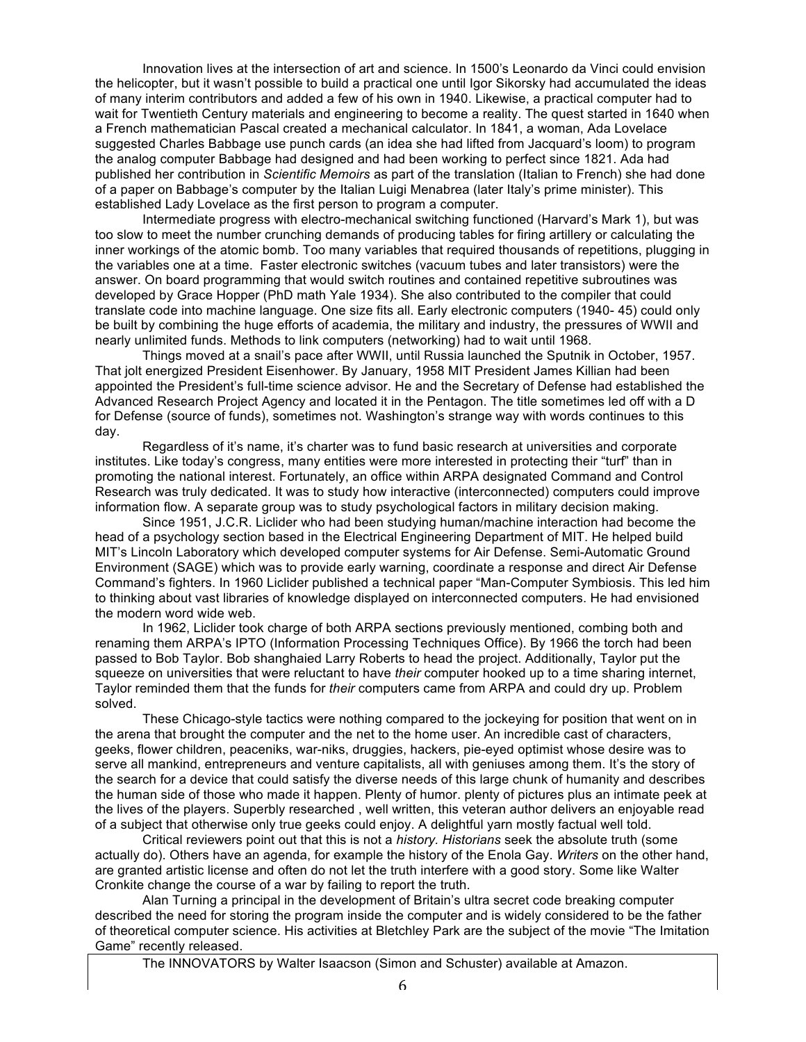Innovation lives at the intersection of art and science. In 1500's Leonardo da Vinci could envision the helicopter, but it wasn't possible to build a practical one until Igor Sikorsky had accumulated the ideas of many interim contributors and added a few of his own in 1940. Likewise, a practical computer had to wait for Twentieth Century materials and engineering to become a reality. The quest started in 1640 when a French mathematician Pascal created a mechanical calculator. In 1841, a woman, Ada Lovelace suggested Charles Babbage use punch cards (an idea she had lifted from Jacquard's loom) to program the analog computer Babbage had designed and had been working to perfect since 1821. Ada had published her contribution in *Scientific Memoirs* as part of the translation (Italian to French) she had done of a paper on Babbage's computer by the Italian Luigi Menabrea (later Italy's prime minister). This established Lady Lovelace as the first person to program a computer.

Intermediate progress with electro-mechanical switching functioned (Harvard's Mark 1), but was too slow to meet the number crunching demands of producing tables for firing artillery or calculating the inner workings of the atomic bomb. Too many variables that required thousands of repetitions, plugging in the variables one at a time. Faster electronic switches (vacuum tubes and later transistors) were the answer. On board programming that would switch routines and contained repetitive subroutines was developed by Grace Hopper (PhD math Yale 1934). She also contributed to the compiler that could translate code into machine language. One size fits all. Early electronic computers (1940- 45) could only be built by combining the huge efforts of academia, the military and industry, the pressures of WWII and nearly unlimited funds. Methods to link computers (networking) had to wait until 1968.

Things moved at a snail's pace after WWII, until Russia launched the Sputnik in October, 1957. That jolt energized President Eisenhower. By January, 1958 MIT President James Killian had been appointed the President's full-time science advisor. He and the Secretary of Defense had established the Advanced Research Project Agency and located it in the Pentagon. The title sometimes led off with a D for Defense (source of funds), sometimes not. Washington's strange way with words continues to this day.

Regardless of it's name, it's charter was to fund basic research at universities and corporate institutes. Like today's congress, many entities were more interested in protecting their "turf" than in promoting the national interest. Fortunately, an office within ARPA designated Command and Control Research was truly dedicated. It was to study how interactive (interconnected) computers could improve information flow. A separate group was to study psychological factors in military decision making.

Since 1951, J.C.R. Liclider who had been studying human/machine interaction had become the head of a psychology section based in the Electrical Engineering Department of MIT. He helped build MIT's Lincoln Laboratory which developed computer systems for Air Defense. Semi-Automatic Ground Environment (SAGE) which was to provide early warning, coordinate a response and direct Air Defense Command's fighters. In 1960 Liclider published a technical paper "Man-Computer Symbiosis. This led him to thinking about vast libraries of knowledge displayed on interconnected computers. He had envisioned the modern word wide web.

In 1962, Liclider took charge of both ARPA sections previously mentioned, combing both and renaming them ARPA's IPTO (Information Processing Techniques Office). By 1966 the torch had been passed to Bob Taylor. Bob shanghaied Larry Roberts to head the project. Additionally, Taylor put the squeeze on universities that were reluctant to have *their* computer hooked up to a time sharing internet, Taylor reminded them that the funds for *their* computers came from ARPA and could dry up. Problem solved.

These Chicago-style tactics were nothing compared to the jockeying for position that went on in the arena that brought the computer and the net to the home user. An incredible cast of characters, geeks, flower children, peaceniks, war-niks, druggies, hackers, pie-eyed optimist whose desire was to serve all mankind, entrepreneurs and venture capitalists, all with geniuses among them. It's the story of the search for a device that could satisfy the diverse needs of this large chunk of humanity and describes the human side of those who made it happen. Plenty of humor. plenty of pictures plus an intimate peek at the lives of the players. Superbly researched , well written, this veteran author delivers an enjoyable read of a subject that otherwise only true geeks could enjoy. A delightful yarn mostly factual well told.

Critical reviewers point out that this is not a *history. Historians* seek the absolute truth (some actually do). Others have an agenda, for example the history of the Enola Gay. *Writers* on the other hand, are granted artistic license and often do not let the truth interfere with a good story. Some like Walter Cronkite change the course of a war by failing to report the truth.

Alan Turning a principal in the development of Britain's ultra secret code breaking computer described the need for storing the program inside the computer and is widely considered to be the father of theoretical computer science. His activities at Bletchley Park are the subject of the movie "The Imitation Game" recently released.

The INNOVATORS by Walter Isaacson (Simon and Schuster) available at Amazon.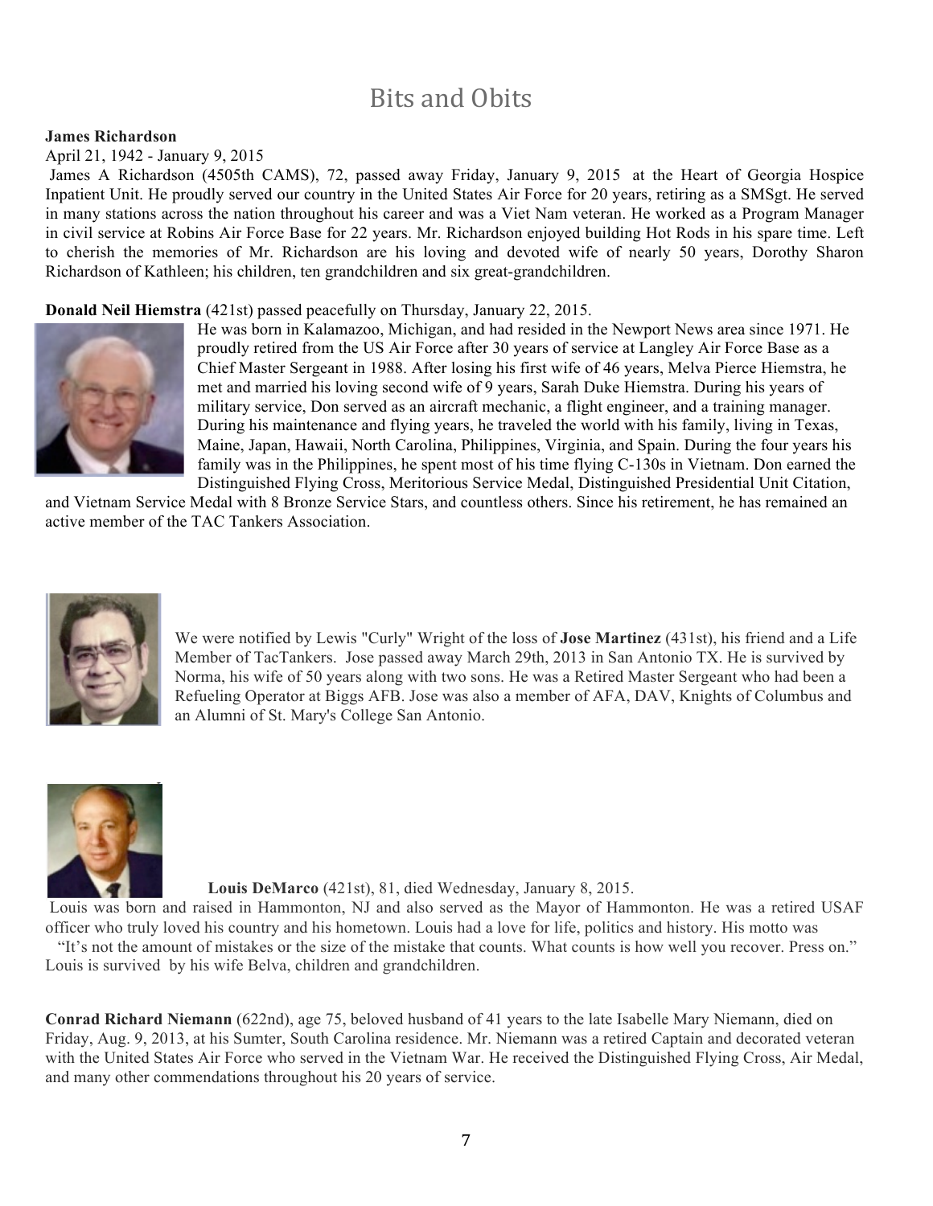# Bits and Obits

**James Richardson**

April 21, 1942 - January 9, 2015

James A Richardson (4505th CAMS), 72, passed away Friday, January 9, 2015 at the Heart of Georgia Hospice Inpatient Unit. He proudly served our country in the United States Air Force for 20 years, retiring as a SMSgt. He served in many stations across the nation throughout his career and was a Viet Nam veteran. He worked as a Program Manager in civil service at Robins Air Force Base for 22 years. Mr. Richardson enjoyed building Hot Rods in his spare time. Left to cherish the memories of Mr. Richardson are his loving and devoted wife of nearly 50 years, Dorothy Sharon Richardson of Kathleen; his children, ten grandchildren and six great-grandchildren.

**Donald Neil Hiemstra** (421st) passed peacefully on Thursday, January 22, 2015.

He was born in Kalamazoo, Michigan, and had resided in the Newport News area since 1971. He proudly retired from the US Air Force after 30 years of service at Langley Air Force Base as a Chief Master Sergeant in 1988. After losing his first wife of 46 years, Melva Pierce Hiemstra, he met and married his loving second wife of 9 years, Sarah Duke Hiemstra. During his years of military service, Don served as an aircraft mechanic, a flight engineer, and a training manager. During his maintenance and flying years, he traveled the world with his family, living in Texas, Maine, Japan, Hawaii, North Carolina, Philippines, Virginia, and Spain. During the four years his family was in the Philippines, he spent most of his time flying C-130s in Vietnam. Don earned the Distinguished Flying Cross, Meritorious Service Medal, Distinguished Presidential Unit Citation, and Vietnam Service Medal with 8 Bronze Service Stars, and countless others. Since his retirement, he has remained an active member of the TAC Tankers Association.

We were notified by Lewis "Curly" Wright of the loss of **Jose Martinez** (431st), his friend and a Life Member of TacTankers. Jose passed away March 29th, 2013 in San Antonio TX. He is survived by Norma, his wife of 50 years along with two sons. He was a Retired Master Sergeant who had been a Refueling Operator at Biggs AFB. Jose was also a member of AFA, DAV, Knights of Columbus and an Alumni of St. Mary's College San Antonio.

**Louis DeMarco** (421st), 81, died Wednesday, January 8, 2015.

Louis was born and raised in Hammonton, NJ and also served as the Mayor of Hammonton. He was a retired USAF officer who truly loved his country and his hometown. Louis had a love for life, politics and history. His motto was "It's not the amount of mistakes or the size of the mistake that counts. What counts is how well you recover. Press on." Louis is survived by his wife Belva, children and grandchildren.

**Conrad Richard Niemann** (622nd), age 75, beloved husband of 41 years to the late Isabelle Mary Niemann, died on Friday, Aug. 9, 2013, at his Sumter, South Carolina residence. Mr. Niemann was a retired Captain and decorated veteran with the United States Air Force who served in the Vietnam War. He received the Distinguished Flying Cross, Air Medal, and many other commendations throughout his 20 years of service.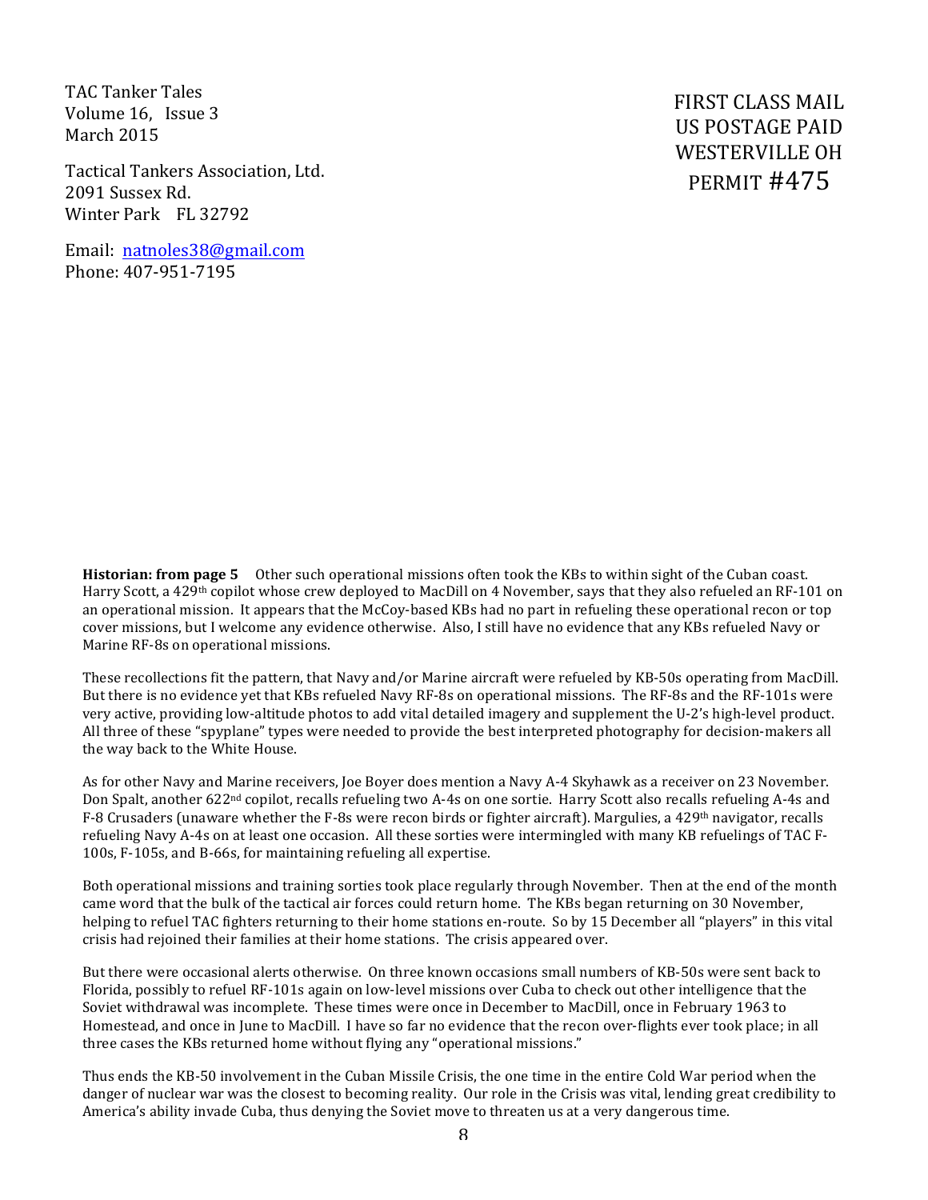TAC Tanker Tales
Volume 16, Issue 3
March 2015

Tactical Tankers Association, Ltd.
2091 Sussex Rd.
Winter Park FL 32792

Email: natnoles38@gmail.com
Phone: 407-951-7195

FIRST CLASS MAIL
US POSTAGE PAID
WESTERVILLE OH
PERMIT #475

**Historian: from page 5** Other such operational missions often took the KBs to within sight of the Cuban coast. Harry Scott, a 429th copilot whose crew deployed to MacDill on 4 November, says that they also refueled an RF-101 on an operational mission. It appears that the McCoy-based KBs had no part in refueling these operational recon or top cover missions, but I welcome any evidence otherwise. Also, I still have no evidence that any KBs refueled Navy or Marine RF-8s on operational missions.

These recollections fit the pattern, that Navy and/or Marine aircraft were refueled by KB-50s operating from MacDill. But there is no evidence yet that KBs refueled Navy RF-8s on operational missions. The RF-8s and the RF-101s were very active, providing low-altitude photos to add vital detailed imagery and supplement the U-2's high-level product. All three of these "spyplane" types were needed to provide the best interpreted photography for decision-makers all the way back to the White House.

As for other Navy and Marine receivers, Joe Boyer does mention a Navy A-4 Skyhawk as a receiver on 23 November. Don Spalt, another 622nd copilot, recalls refueling two A-4s on one sortie. Harry Scott also recalls refueling A-4s and F-8 Crusaders (unaware whether the F-8s were recon birds or fighter aircraft). Margulies, a 429th navigator, recalls refueling Navy A-4s on at least one occasion. All these sorties were intermingled with many KB refuelings of TAC F-100s, F-105s, and B-66s, for maintaining refueling all expertise.

Both operational missions and training sorties took place regularly through November. Then at the end of the month came word that the bulk of the tactical air forces could return home. The KBs began returning on 30 November, helping to refuel TAC fighters returning to their home stations en-route. So by 15 December all "players" in this vital crisis had rejoined their families at their home stations. The crisis appeared over.

But there were occasional alerts otherwise. On three known occasions small numbers of KB-50s were sent back to Florida, possibly to refuel RF-101s again on low-level missions over Cuba to check out other intelligence that the Soviet withdrawal was incomplete. These times were once in December to MacDill, once in February 1963 to Homestead, and once in June to MacDill. I have so far no evidence that the recon over-flights ever took place; in all three cases the KBs returned home without flying any "operational missions."

Thus ends the KB-50 involvement in the Cuban Missile Crisis, the one time in the entire Cold War period when the danger of nuclear war was the closest to becoming reality. Our role in the Crisis was vital, lending great credibility to America's ability invade Cuba, thus denying the Soviet move to threaten us at a very dangerous time.